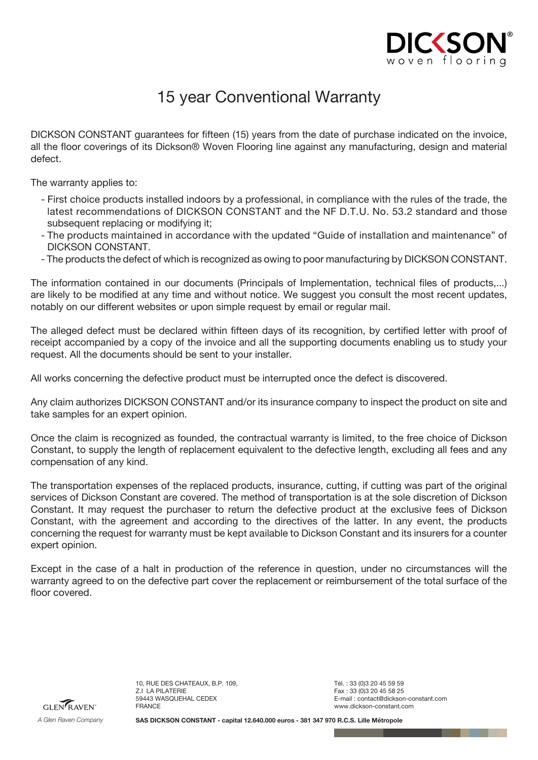# 15 year Conventional Warranty

DICKSON CONSTANT guarantees for fifteen (15) years from the date of purchase indicated on the invoice, all the floor coverings of its Dickson® Woven Flooring line against any manufacturing, design and material defect.

The warranty applies to:

- First choice products installed indoors by a professional, in compliance with the rules of the trade, the latest recommendations of DICKSON CONSTANT and the NF D.T.U. No. 53.2 standard and those subsequent replacing or modifying it;
- The products maintained in accordance with the updated “Guide of installation and maintenance” of DICKSON CONSTANT.
- The products the defect of which is recognized as owing to poor manufacturing by DICKSON CONSTANT.

The information contained in our documents (Principals of Implementation, technical files of products,...) are likely to be modified at any time and without notice. We suggest you consult the most recent updates, notably on our different websites or upon simple request by email or regular mail.

The alleged defect must be declared within fifteen days of its recognition, by certified letter with proof of receipt accompanied by a copy of the invoice and all the supporting documents enabling us to study your request. All the documents should be sent to your installer.

All works concerning the defective product must be interrupted once the defect is discovered.

Any claim authorizes DICKSON CONSTANT and/or its insurance company to inspect the product on site and take samples for an expert opinion.

Once the claim is recognized as founded, the contractual warranty is limited, to the free choice of Dickson Constant, to supply the length of replacement equivalent to the defective length, excluding all fees and any compensation of any kind.

The transportation expenses of the replaced products, insurance, cutting, if cutting was part of the original services of Dickson Constant are covered. The method of transportation is at the sole discretion of Dickson Constant. It may request the purchaser to return the defective product at the exclusive fees of Dickson Constant, with the agreement and according to the directives of the latter. In any event, the products concerning the request for warranty must be kept available to Dickson Constant and its insurers for a counter expert opinion.

Except in the case of a halt in production of the reference in question, under no circumstances will the warranty agreed to on the defective part cover the replacement or reimbursement of the total surface of the floor covered.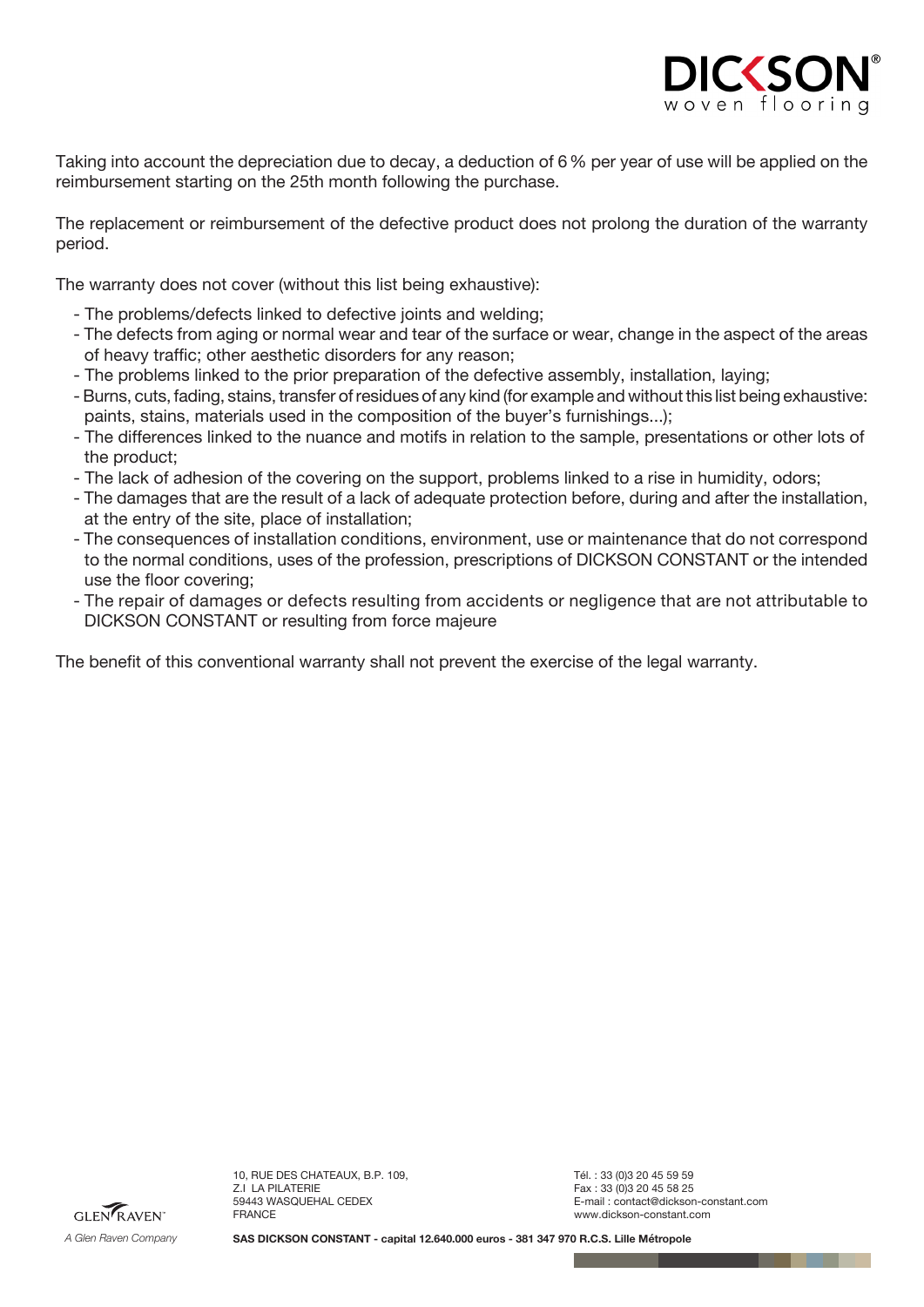Taking into account the depreciation due to decay, a deduction of 6 % per year of use will be applied on the reimbursement starting on the 25th month following the purchase.

The replacement or reimbursement of the defective product does not prolong the duration of the warranty period.

The warranty does not cover (without this list being exhaustive):

- The problems/defects linked to defective joints and welding;
- The defects from aging or normal wear and tear of the surface or wear, change in the aspect of the areas of heavy traffic; other aesthetic disorders for any reason;
- The problems linked to the prior preparation of the defective assembly, installation, laying;
- Burns, cuts, fading, stains, transfer of residues of any kind (for example and without this list being exhaustive: paints, stains, materials used in the composition of the buyer's furnishings...);
- The differences linked to the nuance and motifs in relation to the sample, presentations or other lots of the product;
- The lack of adhesion of the covering on the support, problems linked to a rise in humidity, odors;
- The damages that are the result of a lack of adequate protection before, during and after the installation, at the entry of the site, place of installation;
- The consequences of installation conditions, environment, use or maintenance that do not correspond to the normal conditions, uses of the profession, prescriptions of DICKSON CONSTANT or the intended use the floor covering;
- The repair of damages or defects resulting from accidents or negligence that are not attributable to DICKSON CONSTANT or resulting from force majeure

The benefit of this conventional warranty shall not prevent the exercise of the legal warranty.